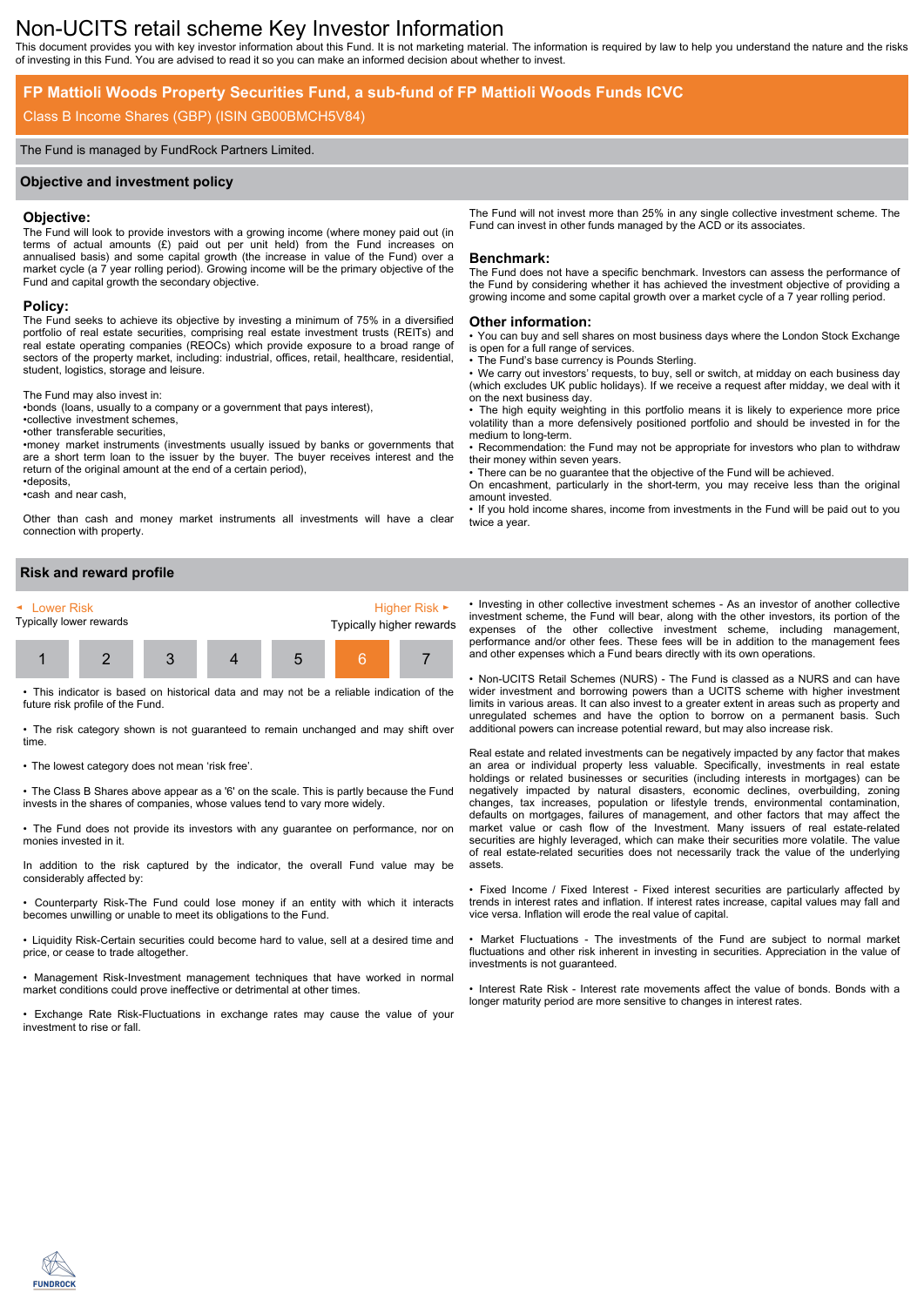# Non-UCITS retail scheme Key Investor Information

This document provides you with key investor information about this Fund. It is not marketing material. The information is required by law to help you understand the nature and the risks of investing in this Fund. You are advised to read it so you can make an informed decision about whether to invest.

## FP Mattioli Woods Property Securities Fund, a sub-fund of FP Mattioli Woods Funds ICVC

Class B Income Shares (GBP) (ISIN GB00BMCH5V84)

The Fund is managed by FundRock Partners Limited.

## Objective and investment policy

### Objective:

The Fund will look to provide investors with a growing income (where money paid out (in terms of actual amounts (£) paid out per unit held) from the Fund increases on annualised basis) and some capital growth (the increase in value of the Fund) over a market cycle (a 7 year rolling period). Growing income will be the primary objective of the Fund and capital growth the secondary objective.

### Policy:

The Fund seeks to achieve its objective by investing a minimum of 75% in a diversified portfolio of real estate securities, comprising real estate investment trusts (REITs) and real estate operating companies (REOCs) which provide exposure to a broad range of sectors of the property market, including: industrial, offices, retail, healthcare, residential, student, logistics, storage and leisure.

The Fund may also invest in:

- bonds (loans, usually to a company or a government that pays interest),
- collective investment schemes,
- other transferable securities,
- money market instruments (investments usually issued by banks or governments that are a short term loan to the issuer by the buyer. The buyer receives interest and the return of the original amount at the end of a certain period),
- deposits,
- cash and near cash,

Other than cash and money market instruments all investments will have a clear connection with property.

The Fund will not invest more than 25% in any single collective investment scheme. The Fund can invest in other funds managed by the ACD or its associates.

### Benchmark:

The Fund does not have a specific benchmark. Investors can assess the performance of the Fund by considering whether it has achieved the investment objective of providing a growing income and some capital growth over a market cycle of a 7 year rolling period.

### Other information:

- You can buy and sell shares on most business days where the London Stock Exchange is open for a full range of services.
- The Fund's base currency is Pounds Sterling.
- We carry out investors' requests, to buy, sell or switch, at midday on each business day (which excludes UK public holidays). If we receive a request after midday, we deal with it on the next business day.
- The high equity weighting in this portfolio means it is likely to experience more price volatility than a more defensively positioned portfolio and should be invested in for the medium to long-term.
- Recommendation: the Fund may not be appropriate for investors who plan to withdraw their money within seven years.
- There can be no guarantee that the objective of the Fund will be achieved.

On encashment, particularly in the short-term, you may receive less than the original amount invested.

- If you hold income shares, income from investments in the Fund will be paid out to you twice a year.

## Risk and reward profile

| Lower Risk | | | | | | Higher Risk |
|---|---|---|---|---|---|---|
| Typically lower rewards | | | | | | Typically higher rewards |
| 1 | 2 | 3 | 4 | 5 | **6** | 7 |

- This indicator is based on historical data and may not be a reliable indication of the future risk profile of the Fund.
- The risk category shown is not guaranteed to remain unchanged and may shift over time.
- The lowest category does not mean 'risk free'.
- The Class B Shares above appear as a '6' on the scale. This is partly because the Fund invests in the shares of companies, whose values tend to vary more widely.
- The Fund does not provide its investors with any guarantee on performance, nor on monies invested in it.

In addition to the risk captured by the indicator, the overall Fund value may be considerably affected by:

- Counterparty Risk-The Fund could lose money if an entity with which it interacts becomes unwilling or unable to meet its obligations to the Fund.
- Liquidity Risk-Certain securities could become hard to value, sell at a desired time and price, or cease to trade altogether.
- Management Risk-Investment management techniques that have worked in normal market conditions could prove ineffective or detrimental at other times.
- Exchange Rate Risk-Fluctuations in exchange rates may cause the value of your investment to rise or fall.
- Investing in other collective investment schemes - As an investor of another collective investment scheme, the Fund will bear, along with the other investors, its portion of the expenses of the other collective investment scheme, including management, performance and/or other fees. These fees will be in addition to the management fees and other expenses which a Fund bears directly with its own operations.
- Non-UCITS Retail Schemes (NURS) - The Fund is classed as a NURS and can have wider investment and borrowing powers than a UCITS scheme with higher investment limits in various areas. It can also invest to a greater extent in areas such as property and unregulated schemes and have the option to borrow on a permanent basis. Such additional powers can increase potential reward, but may also increase risk.

Real estate and related investments can be negatively impacted by any factor that makes an area or individual property less valuable. Specifically, investments in real estate holdings or related businesses or securities (including interests in mortgages) can be negatively impacted by natural disasters, economic declines, overbuilding, zoning changes, tax increases, population or lifestyle trends, environmental contamination, defaults on mortgages, failures of management, and other factors that may affect the market value or cash flow of the Investment. Many issuers of real estate-related securities are highly leveraged, which can make their securities more volatile. The value of real estate-related securities does not necessarily track the value of the underlying assets.

- Fixed Income / Fixed Interest - Fixed interest securities are particularly affected by trends in interest rates and inflation. If interest rates increase, capital values may fall and vice versa. Inflation will erode the real value of capital.
- Market Fluctuations - The investments of the Fund are subject to normal market fluctuations and other risk inherent in investing in securities. Appreciation in the value of investments is not guaranteed.
- Interest Rate Risk - Interest rate movements affect the value of bonds. Bonds with a longer maturity period are more sensitive to changes in interest rates.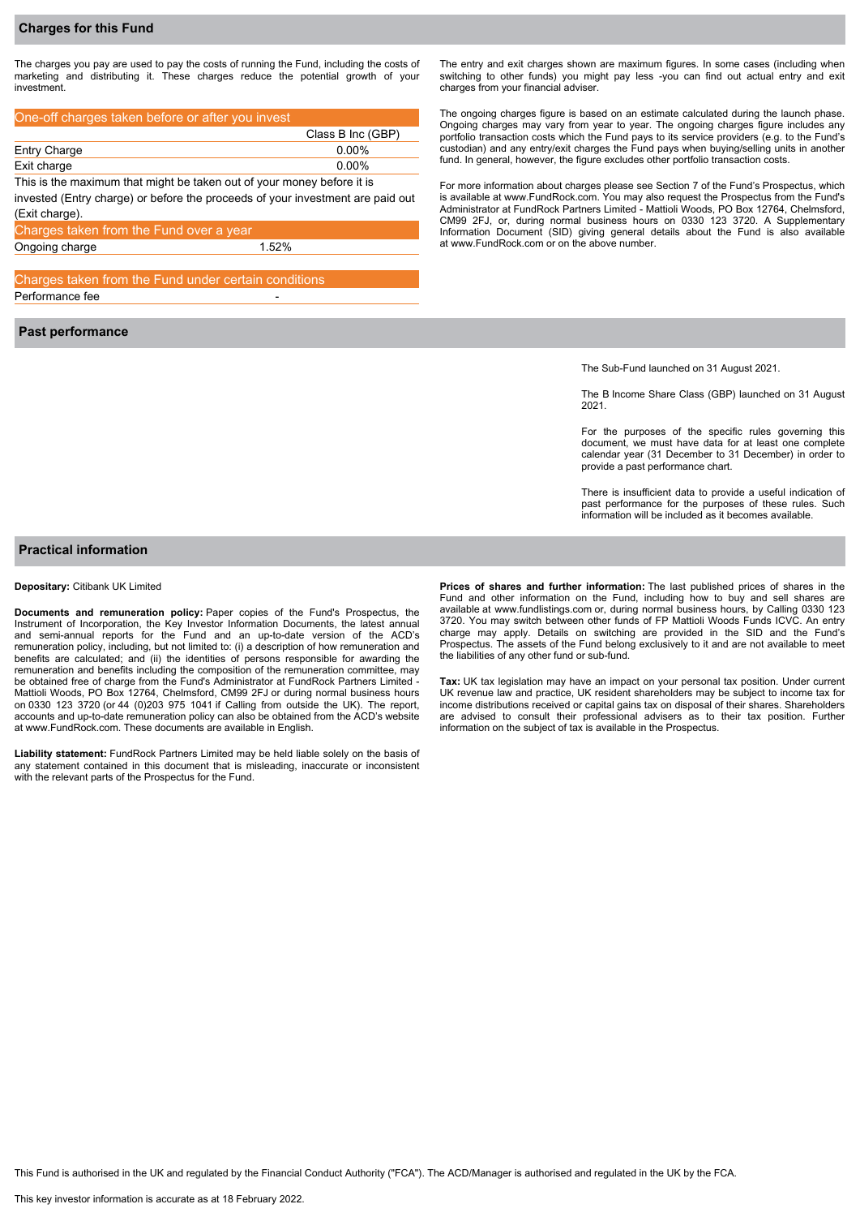## Charges for this Fund

The charges you pay are used to pay the costs of running the Fund, including the costs of marketing and distributing it. These charges reduce the potential growth of your investment.

| One-off charges taken before or after you invest | |
|---|---|
| | Class B Inc (GBP) |
| Entry Charge | 0.00% |
| Exit charge | 0.00% |

This is the maximum that might be taken out of your money before it is invested (Entry charge) or before the proceeds of your investment are paid out (Exit charge).

| Charges taken from the Fund over a year | |
|---|---|
| Ongoing charge | 1.52% |

| Charges taken from the Fund under certain conditions | |
|---|---|
| Performance fee | - |

The entry and exit charges shown are maximum figures. In some cases (including when switching to other funds) you might pay less -you can find out actual entry and exit charges from your financial adviser.

The ongoing charges figure is based on an estimate calculated during the launch phase. Ongoing charges may vary from year to year. The ongoing charges figure includes any portfolio transaction costs which the Fund pays to its service providers (e.g. to the Fund's custodian) and any entry/exit charges the Fund pays when buying/selling units in another fund. In general, however, the figure excludes other portfolio transaction costs.

For more information about charges please see Section 7 of the Fund's Prospectus, which is available at www.FundRock.com. You may also request the Prospectus from the Fund's Administrator at FundRock Partners Limited - Mattioli Woods, PO Box 12764, Chelmsford, CM99 2FJ, or, during normal business hours on 0330 123 3720. A Supplementary Information Document (SID) giving general details about the Fund is also available at www.FundRock.com or on the above number.

## Past performance

The Sub-Fund launched on 31 August 2021.

The B Income Share Class (GBP) launched on 31 August 2021.

For the purposes of the specific rules governing this document, we must have data for at least one complete calendar year (31 December to 31 December) in order to provide a past performance chart.

There is insufficient data to provide a useful indication of past performance for the purposes of these rules. Such information will be included as it becomes available.

## Practical information

**Depositary:** Citibank UK Limited

**Documents and remuneration policy:** Paper copies of the Fund's Prospectus, the Instrument of Incorporation, the Key Investor Information Documents, the latest annual and semi-annual reports for the Fund and an up-to-date version of the ACD's remuneration policy, including, but not limited to: (i) a description of how remuneration and benefits are calculated; and (ii) the identities of persons responsible for awarding the remuneration and benefits including the composition of the remuneration committee, may be obtained free of charge from the Fund's Administrator at FundRock Partners Limited - Mattioli Woods, PO Box 12764, Chelmsford, CM99 2FJ or during normal business hours on 0330 123 3720 (or 44 (0)203 975 1041 if Calling from outside the UK). The report, accounts and up-to-date remuneration policy can also be obtained from the ACD's website at www.FundRock.com. These documents are available in English.

**Liability statement:** FundRock Partners Limited may be held liable solely on the basis of any statement contained in this document that is misleading, inaccurate or inconsistent with the relevant parts of the Prospectus for the Fund.

**Prices of shares and further information:** The last published prices of shares in the Fund and other information on the Fund, including how to buy and sell shares are available at www.fundlistings.com or, during normal business hours, by Calling 0330 123 3720. You may switch between other funds of FP Mattioli Woods Funds ICVC. An entry charge may apply. Details on switching are provided in the SID and the Fund's Prospectus. The assets of the Fund belong exclusively to it and are not available to meet the liabilities of any other fund or sub-fund.

**Tax:** UK tax legislation may have an impact on your personal tax position. Under current UK revenue law and practice, UK resident shareholders may be subject to income tax for income distributions received or capital gains tax on disposal of their shares. Shareholders are advised to consult their professional advisers as to their tax position. Further information on the subject of tax is available in the Prospectus.

This Fund is authorised in the UK and regulated by the Financial Conduct Authority ("FCA"). The ACD/Manager is authorised and regulated in the UK by the FCA.

This key investor information is accurate as at 18 February 2022.